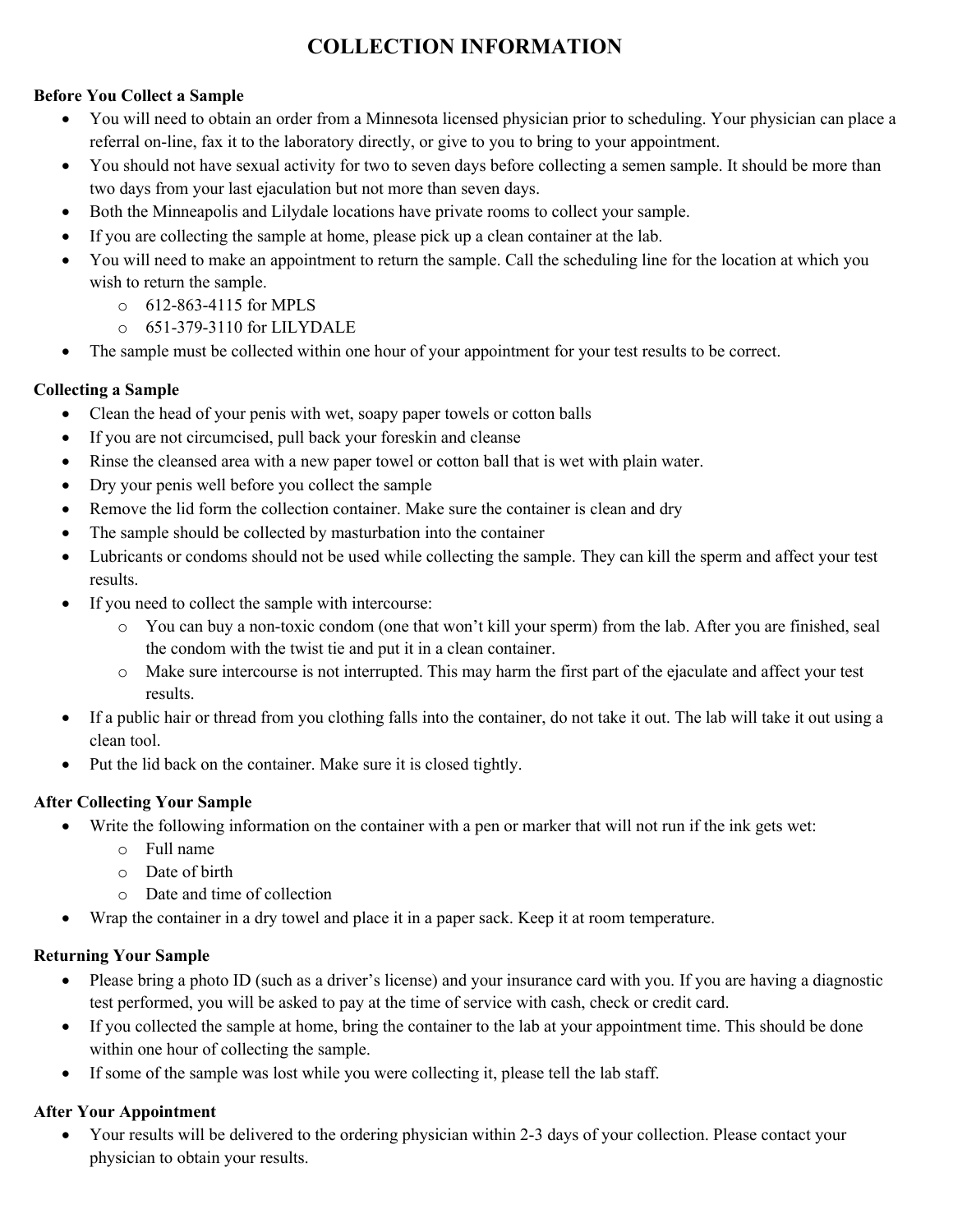# COLLECTION INFORMATION

**Before You Collect a Sample**

- You will need to obtain an order from a Minnesota licensed physician prior to scheduling. Your physician can place a referral on-line, fax it to the laboratory directly, or give to you to bring to your appointment.
- You should not have sexual activity for two to seven days before collecting a semen sample. It should be more than two days from your last ejaculation but not more than seven days.
- Both the Minneapolis and Lilydale locations have private rooms to collect your sample.
- If you are collecting the sample at home, please pick up a clean container at the lab.
- You will need to make an appointment to return the sample. Call the scheduling line for the location at which you wish to return the sample.
  - 612-863-4115 for MPLS
  - 651-379-3110 for LILYDALE
- The sample must be collected within one hour of your appointment for your test results to be correct.

**Collecting a Sample**

- Clean the head of your penis with wet, soapy paper towels or cotton balls
- If you are not circumcised, pull back your foreskin and cleanse
- Rinse the cleansed area with a new paper towel or cotton ball that is wet with plain water.
- Dry your penis well before you collect the sample
- Remove the lid form the collection container. Make sure the container is clean and dry
- The sample should be collected by masturbation into the container
- Lubricants or condoms should not be used while collecting the sample. They can kill the sperm and affect your test results.
- If you need to collect the sample with intercourse:
  - You can buy a non-toxic condom (one that won't kill your sperm) from the lab. After you are finished, seal the condom with the twist tie and put it in a clean container.
  - Make sure intercourse is not interrupted. This may harm the first part of the ejaculate and affect your test results.
- If a public hair or thread from you clothing falls into the container, do not take it out. The lab will take it out using a clean tool.
- Put the lid back on the container. Make sure it is closed tightly.

**After Collecting Your Sample**

- Write the following information on the container with a pen or marker that will not run if the ink gets wet:
  - Full name
  - Date of birth
  - Date and time of collection
- Wrap the container in a dry towel and place it in a paper sack. Keep it at room temperature.

**Returning Your Sample**

- Please bring a photo ID (such as a driver's license) and your insurance card with you. If you are having a diagnostic test performed, you will be asked to pay at the time of service with cash, check or credit card.
- If you collected the sample at home, bring the container to the lab at your appointment time. This should be done within one hour of collecting the sample.
- If some of the sample was lost while you were collecting it, please tell the lab staff.

**After Your Appointment**

- Your results will be delivered to the ordering physician within 2-3 days of your collection. Please contact your physician to obtain your results.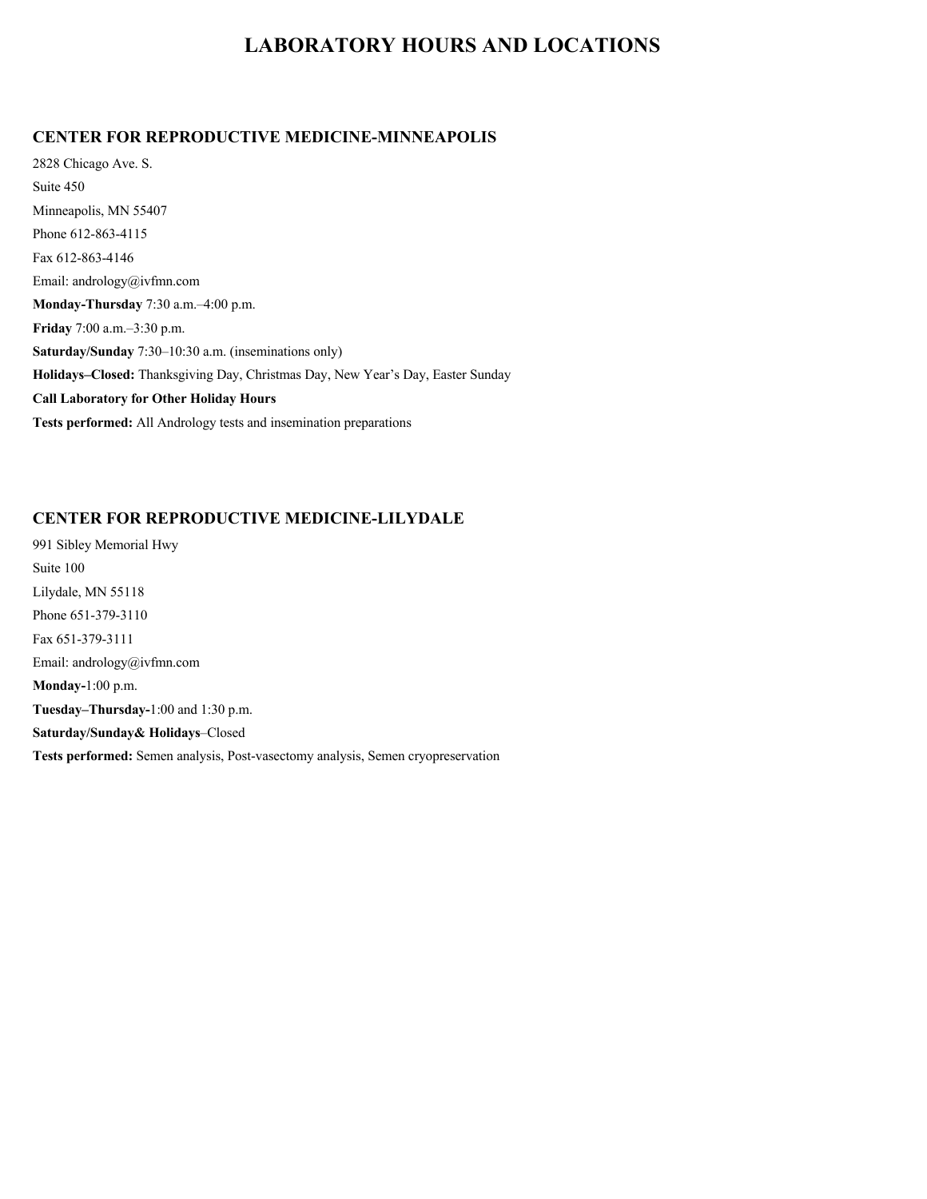# LABORATORY HOURS AND LOCATIONS

## CENTER FOR REPRODUCTIVE MEDICINE-MINNEAPOLIS

2828 Chicago Ave. S.

Suite 450

Minneapolis, MN 55407

Phone 612-863-4115

Fax 612-863-4146

Email: andrology@ivfmn.com

**Monday-Thursday** 7:30 a.m.–4:00 p.m.

**Friday** 7:00 a.m.–3:30 p.m.

**Saturday/Sunday** 7:30–10:30 a.m. (inseminations only)

**Holidays–Closed:** Thanksgiving Day, Christmas Day, New Year's Day, Easter Sunday

**Call Laboratory for Other Holiday Hours**

**Tests performed:** All Andrology tests and insemination preparations

## CENTER FOR REPRODUCTIVE MEDICINE-LILYDALE

991 Sibley Memorial Hwy

Suite 100

Lilydale, MN 55118

Phone 651-379-3110

Fax 651-379-3111

Email: andrology@ivfmn.com

**Monday-**1:00 p.m.

**Tuesday–Thursday-**1:00 and 1:30 p.m.

**Saturday/Sunday& Holidays**–Closed

**Tests performed:** Semen analysis, Post-vasectomy analysis, Semen cryopreservation